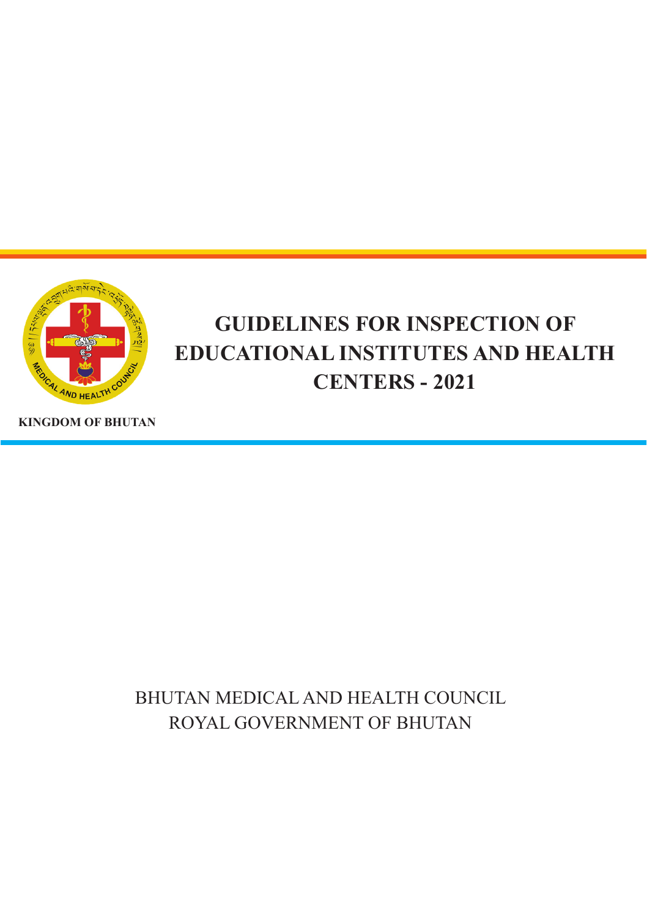KINGDOM OF BHUTAN

# GUIDELINES FOR INSPECTION OF EDUCATIONAL INSTITUTES AND HEALTH CENTERS - 2021

BHUTAN MEDICAL AND HEALTH COUNCIL
ROYAL GOVERNMENT OF BHUTAN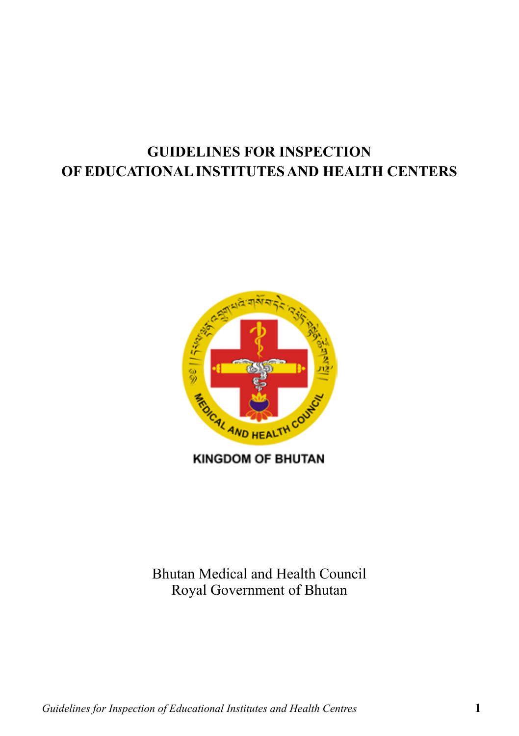# GUIDELINES FOR INSPECTION OF EDUCATIONAL INSTITUTES AND HEALTH CENTERS

KINGDOM OF BHUTAN

Bhutan Medical and Health Council
Royal Government of Bhutan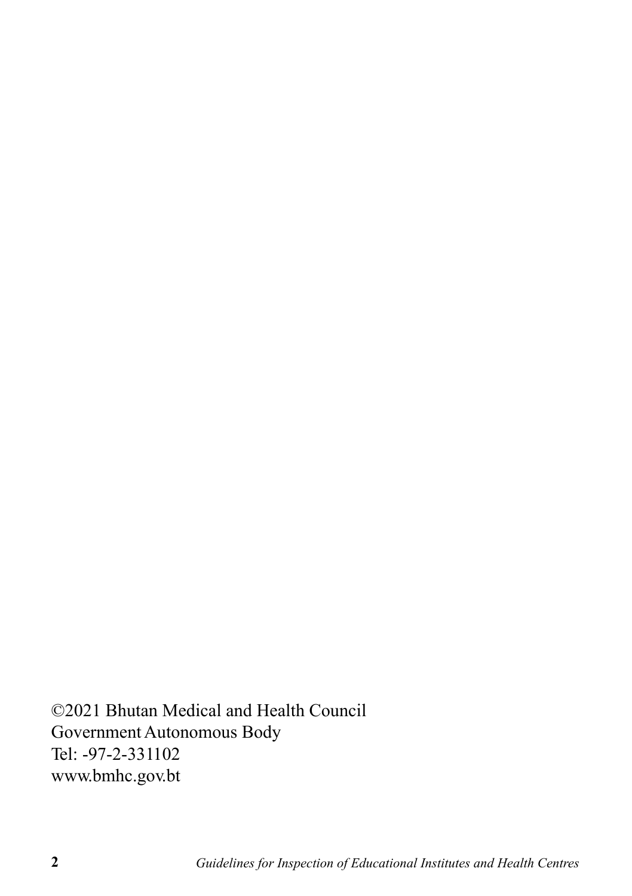©2021 Bhutan Medical and Health Council
Government Autonomous Body
Tel: -97-2-331102
www.bmhc.gov.bt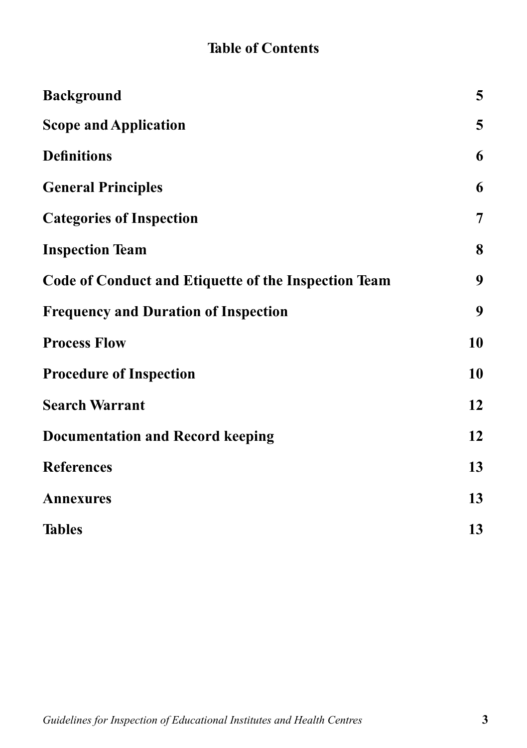# Table of Contents

| | |
|---|---|
| **Background** | **5** |
| **Scope and Application** | **5** |
| **Definitions** | **6** |
| **General Principles** | **6** |
| **Categories of Inspection** | **7** |
| **Inspection Team** | **8** |
| **Code of Conduct and Etiquette of the Inspection Team** | **9** |
| **Frequency and Duration of Inspection** | **9** |
| **Process Flow** | **10** |
| **Procedure of Inspection** | **10** |
| **Search Warrant** | **12** |
| **Documentation and Record keeping** | **12** |
| **References** | **13** |
| **Annexures** | **13** |
| **Tables** | **13** |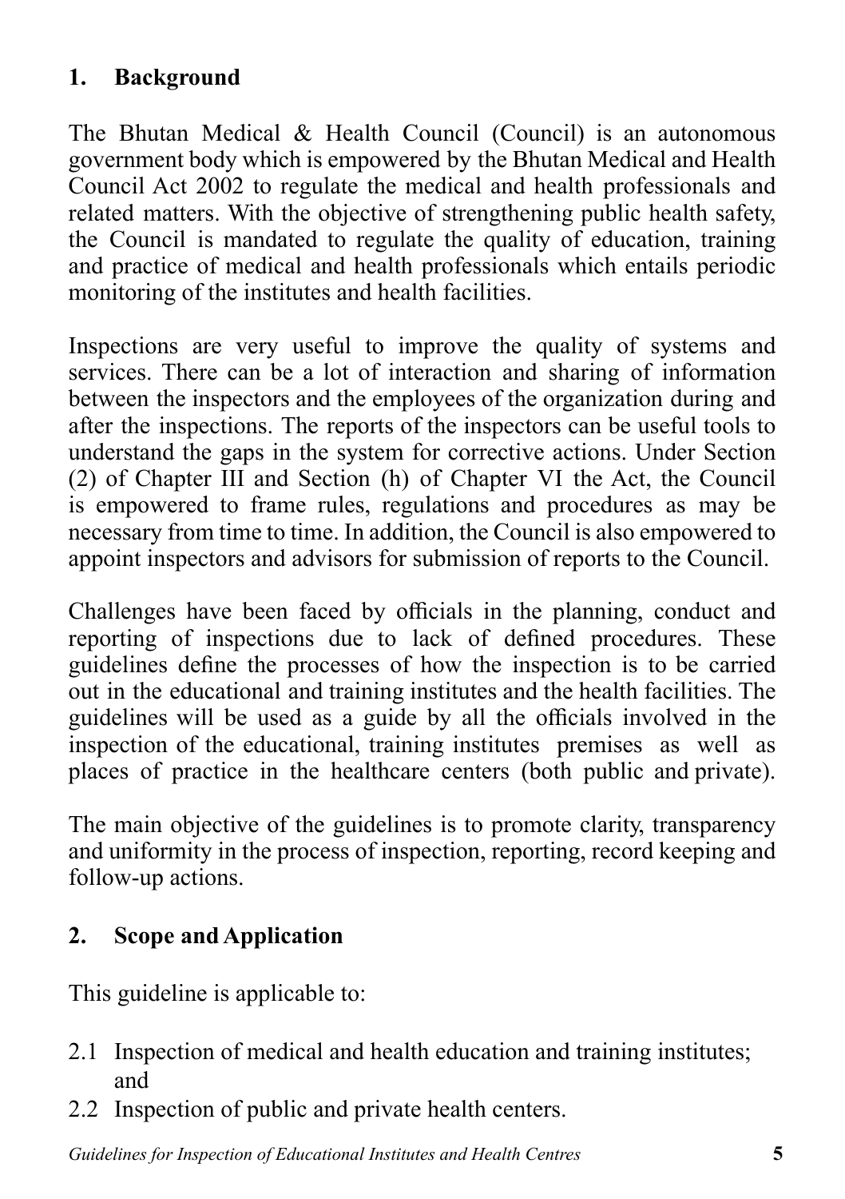## 1. Background

The Bhutan Medical & Health Council (Council) is an autonomous government body which is empowered by the Bhutan Medical and Health Council Act 2002 to regulate the medical and health professionals and related matters. With the objective of strengthening public health safety, the Council is mandated to regulate the quality of education, training and practice of medical and health professionals which entails periodic monitoring of the institutes and health facilities.

Inspections are very useful to improve the quality of systems and services. There can be a lot of interaction and sharing of information between the inspectors and the employees of the organization during and after the inspections. The reports of the inspectors can be useful tools to understand the gaps in the system for corrective actions. Under Section (2) of Chapter III and Section (h) of Chapter VI the Act, the Council is empowered to frame rules, regulations and procedures as may be necessary from time to time. In addition, the Council is also empowered to appoint inspectors and advisors for submission of reports to the Council.

Challenges have been faced by officials in the planning, conduct and reporting of inspections due to lack of defined procedures. These guidelines define the processes of how the inspection is to be carried out in the educational and training institutes and the health facilities. The guidelines will be used as a guide by all the officials involved in the inspection of the educational, training institutes premises as well as places of practice in the healthcare centers (both public and private).

The main objective of the guidelines is to promote clarity, transparency and uniformity in the process of inspection, reporting, record keeping and follow-up actions.

## 2. Scope and Application

This guideline is applicable to:

2.1 Inspection of medical and health education and training institutes; and

2.2 Inspection of public and private health centers.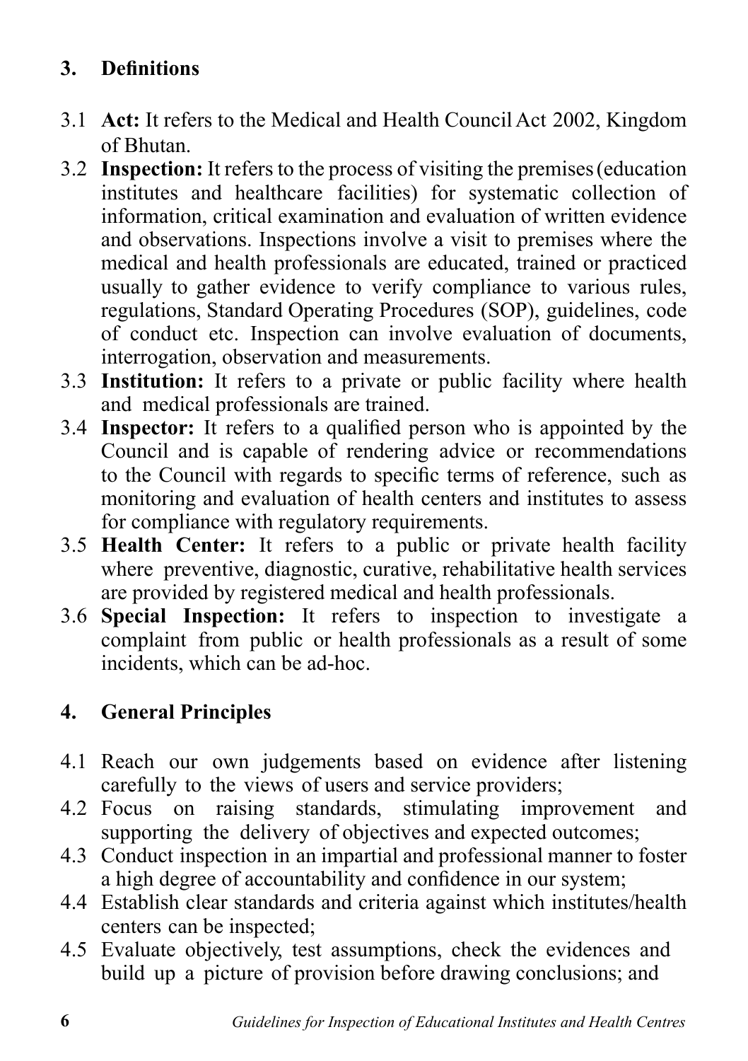## 3. Definitions

3.1 **Act:** It refers to the Medical and Health Council Act 2002, Kingdom of Bhutan.

3.2 **Inspection:** It refers to the process of visiting the premises (education institutes and healthcare facilities) for systematic collection of information, critical examination and evaluation of written evidence and observations. Inspections involve a visit to premises where the medical and health professionals are educated, trained or practiced usually to gather evidence to verify compliance to various rules, regulations, Standard Operating Procedures (SOP), guidelines, code of conduct etc. Inspection can involve evaluation of documents, interrogation, observation and measurements.

3.3 **Institution:** It refers to a private or public facility where health and medical professionals are trained.

3.4 **Inspector:** It refers to a qualified person who is appointed by the Council and is capable of rendering advice or recommendations to the Council with regards to specific terms of reference, such as monitoring and evaluation of health centers and institutes to assess for compliance with regulatory requirements.

3.5 **Health Center:** It refers to a public or private health facility where preventive, diagnostic, curative, rehabilitative health services are provided by registered medical and health professionals.

3.6 **Special Inspection:** It refers to inspection to investigate a complaint from public or health professionals as a result of some incidents, which can be ad-hoc.

## 4. General Principles

4.1 Reach our own judgements based on evidence after listening carefully to the views of users and service providers;

4.2 Focus on raising standards, stimulating improvement and supporting the delivery of objectives and expected outcomes;

4.3 Conduct inspection in an impartial and professional manner to foster a high degree of accountability and confidence in our system;

4.4 Establish clear standards and criteria against which institutes/health centers can be inspected;

4.5 Evaluate objectively, test assumptions, check the evidences and build up a picture of provision before drawing conclusions; and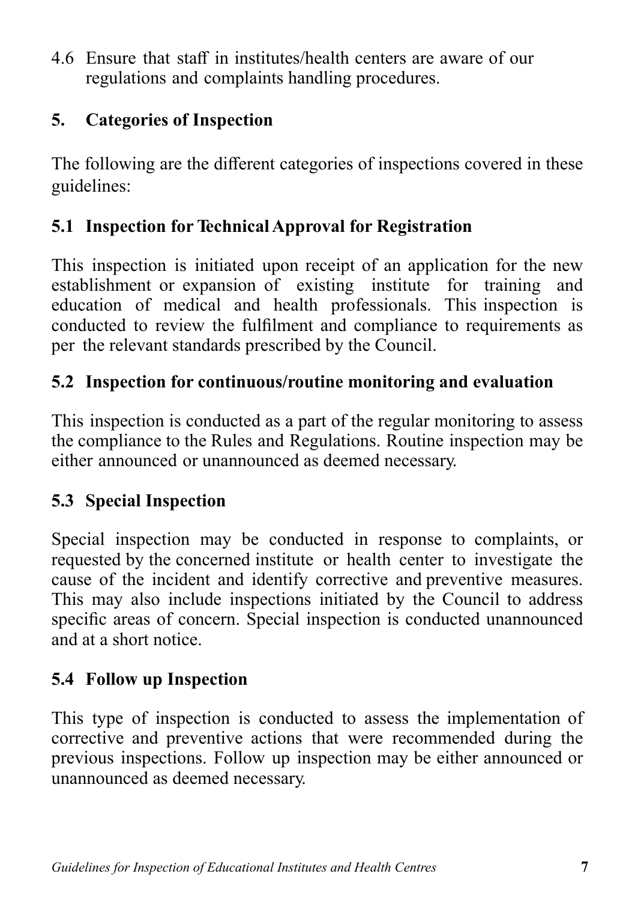4.6 Ensure that staff in institutes/health centers are aware of our regulations and complaints handling procedures.

## 5. Categories of Inspection

The following are the different categories of inspections covered in these guidelines:

### 5.1 Inspection for Technical Approval for Registration

This inspection is initiated upon receipt of an application for the new establishment or expansion of existing institute for training and education of medical and health professionals. This inspection is conducted to review the fulfilment and compliance to requirements as per the relevant standards prescribed by the Council.

### 5.2 Inspection for continuous/routine monitoring and evaluation

This inspection is conducted as a part of the regular monitoring to assess the compliance to the Rules and Regulations. Routine inspection may be either announced or unannounced as deemed necessary.

### 5.3 Special Inspection

Special inspection may be conducted in response to complaints, or requested by the concerned institute or health center to investigate the cause of the incident and identify corrective and preventive measures. This may also include inspections initiated by the Council to address specific areas of concern. Special inspection is conducted unannounced and at a short notice.

### 5.4 Follow up Inspection

This type of inspection is conducted to assess the implementation of corrective and preventive actions that were recommended during the previous inspections. Follow up inspection may be either announced or unannounced as deemed necessary.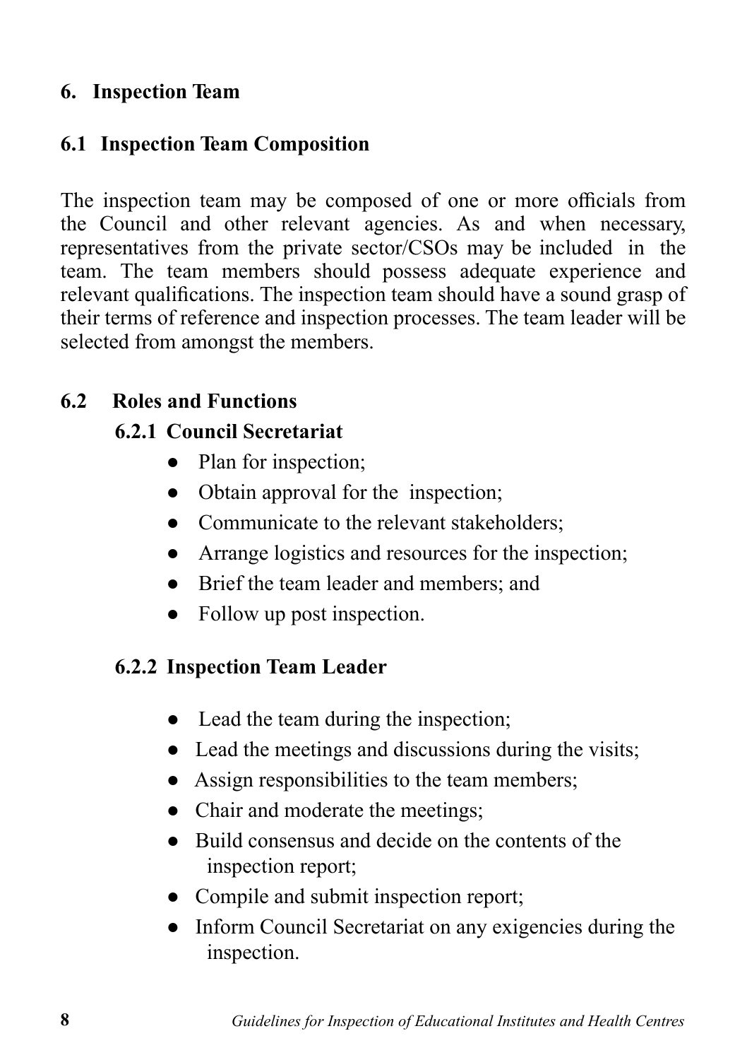## 6. Inspection Team

### 6.1 Inspection Team Composition

The inspection team may be composed of one or more officials from the Council and other relevant agencies. As and when necessary, representatives from the private sector/CSOs may be included in the team. The team members should possess adequate experience and relevant qualifications. The inspection team should have a sound grasp of their terms of reference and inspection processes. The team leader will be selected from amongst the members.

### 6.2 Roles and Functions

#### 6.2.1 Council Secretariat

- Plan for inspection;
- Obtain approval for the inspection;
- Communicate to the relevant stakeholders;
- Arrange logistics and resources for the inspection;
- Brief the team leader and members; and
- Follow up post inspection.

#### 6.2.2 Inspection Team Leader

- Lead the team during the inspection;
- Lead the meetings and discussions during the visits;
- Assign responsibilities to the team members;
- Chair and moderate the meetings;
- Build consensus and decide on the contents of the inspection report;
- Compile and submit inspection report;
- Inform Council Secretariat on any exigencies during the inspection.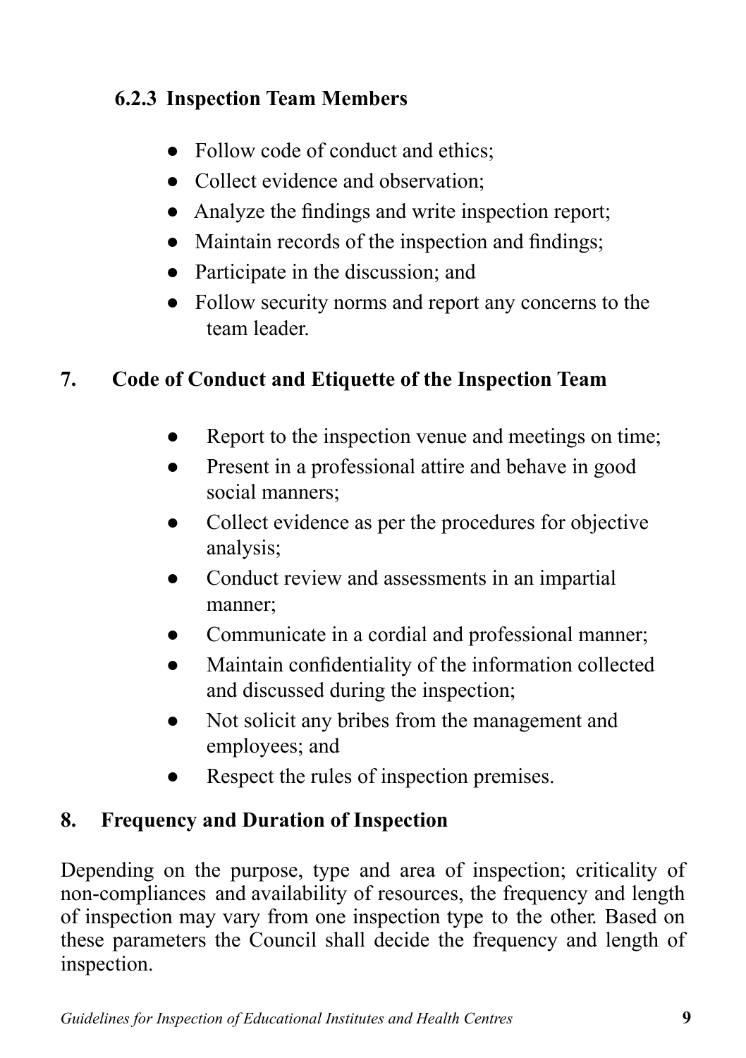### 6.2.3 Inspection Team Members

- Follow code of conduct and ethics;
- Collect evidence and observation;
- Analyze the findings and write inspection report;
- Maintain records of the inspection and findings;
- Participate in the discussion; and
- Follow security norms and report any concerns to the team leader.

## 7. Code of Conduct and Etiquette of the Inspection Team

- Report to the inspection venue and meetings on time;
- Present in a professional attire and behave in good social manners;
- Collect evidence as per the procedures for objective analysis;
- Conduct review and assessments in an impartial manner;
- Communicate in a cordial and professional manner;
- Maintain confidentiality of the information collected and discussed during the inspection;
- Not solicit any bribes from the management and employees; and
- Respect the rules of inspection premises.

## 8. Frequency and Duration of Inspection

Depending on the purpose, type and area of inspection; criticality of non-compliances and availability of resources, the frequency and length of inspection may vary from one inspection type to the other. Based on these parameters the Council shall decide the frequency and length of inspection.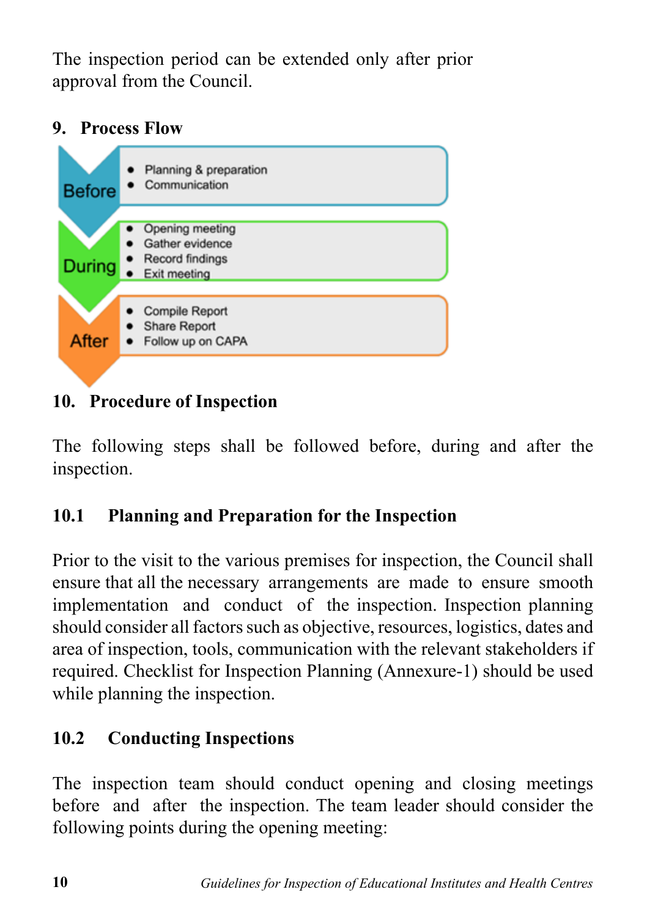The inspection period can be extended only after prior approval from the Council.

## 9. Process Flow

**Before**
- Planning & preparation
- Communication

**During**
- Opening meeting
- Gather evidence
- Record findings
- Exit meeting

**After**
- Compile Report
- Share Report
- Follow up on CAPA

## 10. Procedure of Inspection

The following steps shall be followed before, during and after the inspection.

### 10.1 Planning and Preparation for the Inspection

Prior to the visit to the various premises for inspection, the Council shall ensure that all the necessary arrangements are made to ensure smooth implementation and conduct of the inspection. Inspection planning should consider all factors such as objective, resources, logistics, dates and area of inspection, tools, communication with the relevant stakeholders if required. Checklist for Inspection Planning (Annexure-1) should be used while planning the inspection.

### 10.2 Conducting Inspections

The inspection team should conduct opening and closing meetings before and after the inspection. The team leader should consider the following points during the opening meeting: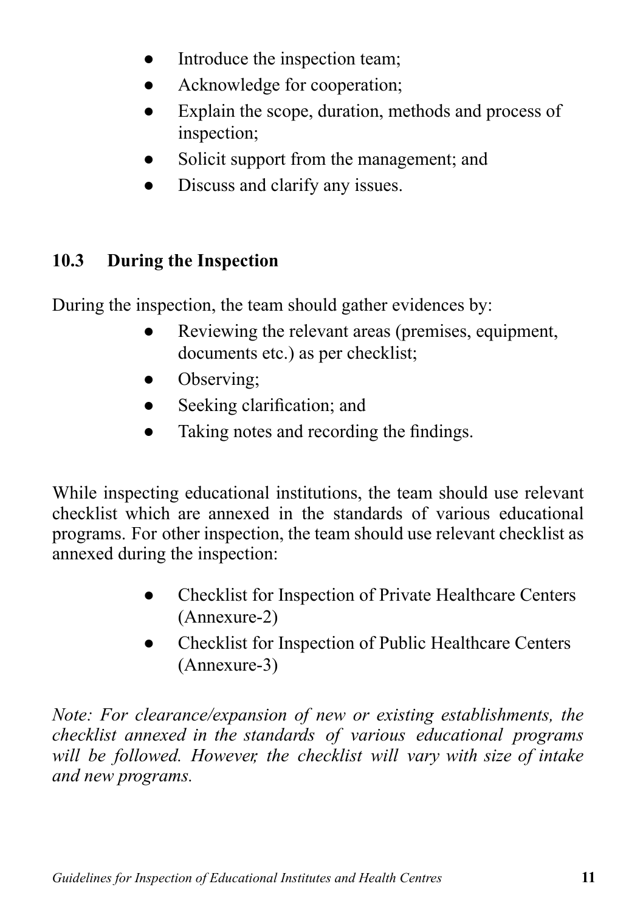- Introduce the inspection team;
- Acknowledge for cooperation;
- Explain the scope, duration, methods and process of inspection;
- Solicit support from the management; and
- Discuss and clarify any issues.

### 10.3 During the Inspection

During the inspection, the team should gather evidences by:

- Reviewing the relevant areas (premises, equipment, documents etc.) as per checklist;
- Observing;
- Seeking clarification; and
- Taking notes and recording the findings.

While inspecting educational institutions, the team should use relevant checklist which are annexed in the standards of various educational programs. For other inspection, the team should use relevant checklist as annexed during the inspection:

- Checklist for Inspection of Private Healthcare Centers (Annexure-2)
- Checklist for Inspection of Public Healthcare Centers (Annexure-3)

*Note: For clearance/expansion of new or existing establishments, the checklist annexed in the standards of various educational programs will be followed. However, the checklist will vary with size of intake and new programs.*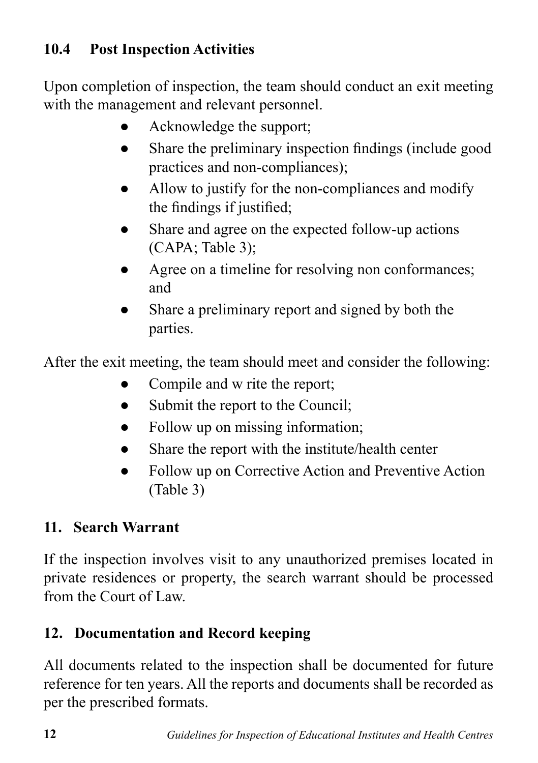### 10.4 Post Inspection Activities

Upon completion of inspection, the team should conduct an exit meeting with the management and relevant personnel.

- Acknowledge the support;
- Share the preliminary inspection findings (include good practices and non-compliances);
- Allow to justify for the non-compliances and modify the findings if justified;
- Share and agree on the expected follow-up actions (CAPA; Table 3);
- Agree on a timeline for resolving non conformances; and
- Share a preliminary report and signed by both the parties.

After the exit meeting, the team should meet and consider the following:

- Compile and w rite the report;
- Submit the report to the Council;
- Follow up on missing information;
- Share the report with the institute/health center
- Follow up on Corrective Action and Preventive Action (Table 3)

## 11. Search Warrant

If the inspection involves visit to any unauthorized premises located in private residences or property, the search warrant should be processed from the Court of Law.

## 12. Documentation and Record keeping

All documents related to the inspection shall be documented for future reference for ten years. All the reports and documents shall be recorded as per the prescribed formats.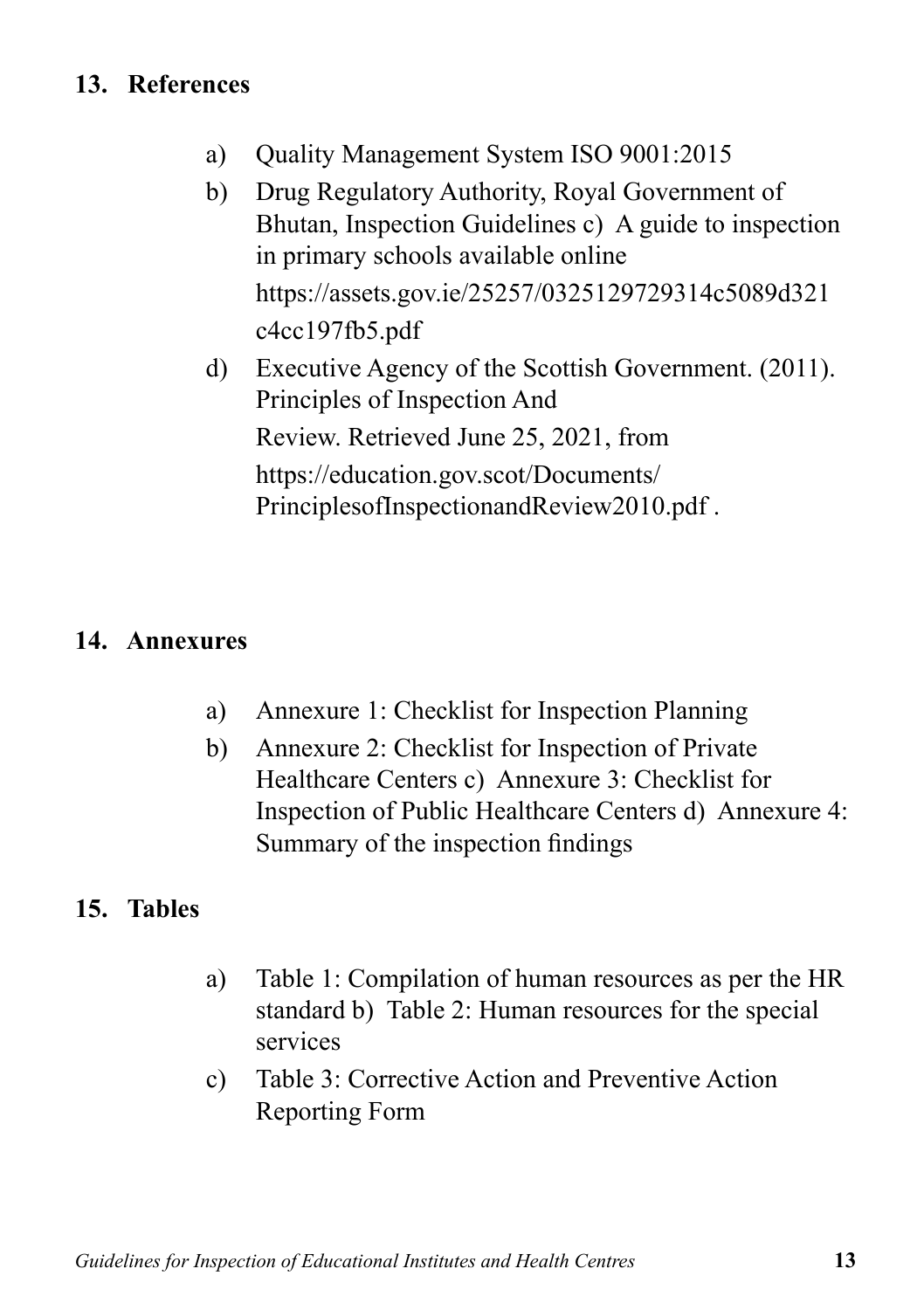## 13. References

a) Quality Management System ISO 9001:2015

b) Drug Regulatory Authority, Royal Government of Bhutan, Inspection Guidelines c) A guide to inspection in primary schools available online https://assets.gov.ie/25257/0325129729314c5089d321c4cc197fb5.pdf

d) Executive Agency of the Scottish Government. (2011). Principles of Inspection And Review. Retrieved June 25, 2021, from https://education.gov.scot/Documents/PrinciplesofInspectionandReview2010.pdf .

## 14. Annexures

a) Annexure 1: Checklist for Inspection Planning

b) Annexure 2: Checklist for Inspection of Private Healthcare Centers c) Annexure 3: Checklist for Inspection of Public Healthcare Centers d) Annexure 4: Summary of the inspection findings

## 15. Tables

a) Table 1: Compilation of human resources as per the HR standard b) Table 2: Human resources for the special services

c) Table 3: Corrective Action and Preventive Action Reporting Form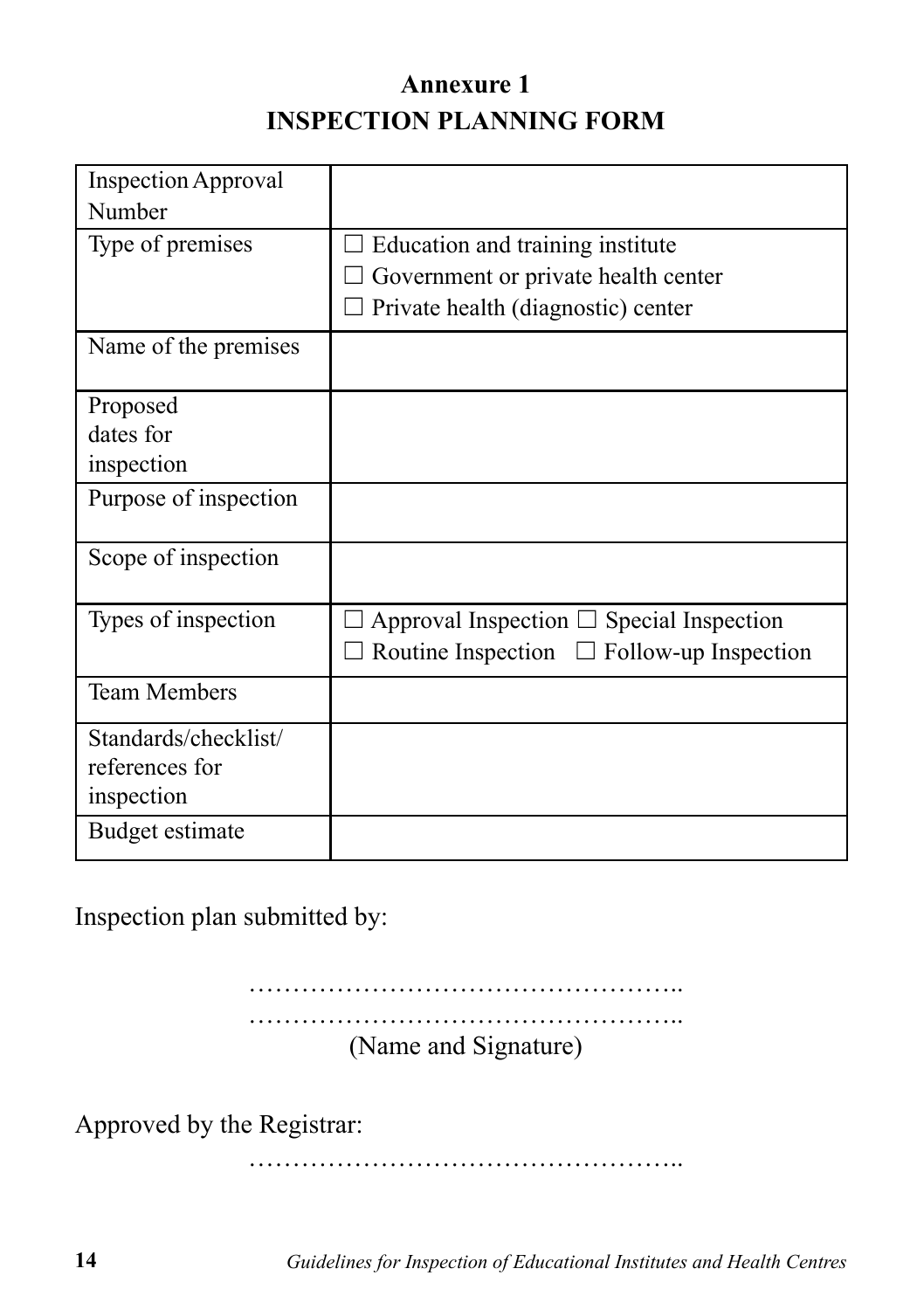# Annexure 1

## INSPECTION PLANNING FORM

| | |
|---|---|
| Inspection Approval Number | |
| Type of premises | ☐ Education and training institute<br>☐ Government or private health center<br>☐ Private health (diagnostic) center |
| Name of the premises | |
| Proposed dates for inspection | |
| Purpose of inspection | |
| Scope of inspection | |
| Types of inspection | ☐ Approval Inspection ☐ Special Inspection<br>☐ Routine Inspection ☐ Follow-up Inspection |
| Team Members | |
| Standards/checklist/ references for inspection | |
| Budget estimate | |

Inspection plan submitted by:

…………………………………………..
…………………………………………..
(Name and Signature)

Approved by the Registrar:

…………………………………………..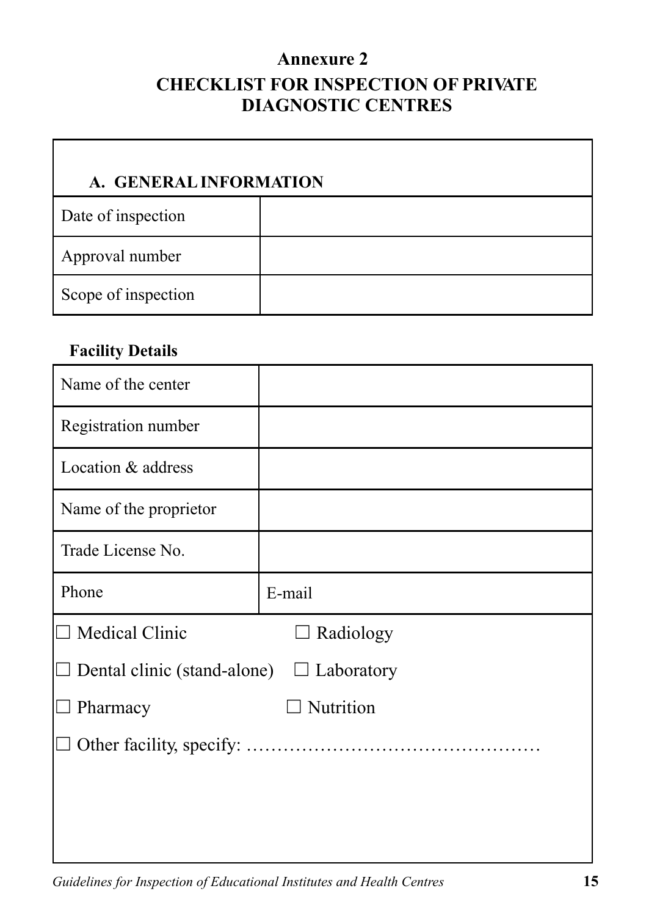**Annexure 2**

# CHECKLIST FOR INSPECTION OF PRIVATE DIAGNOSTIC CENTRES

| A. GENERAL INFORMATION | |
|---|---|
| Date of inspection | |
| Approval number | |
| Scope of inspection | |

**Facility Details**

| Name of the center | |
|---|---|
| Registration number | |
| Location & address | |
| Name of the proprietor | |
| Trade License No. | |
| Phone | E-mail |

☐ Medical Clinic ☐ Radiology

☐ Dental clinic (stand-alone) ☐ Laboratory

☐ Pharmacy ☐ Nutrition

☐ Other facility, specify: …………………………………………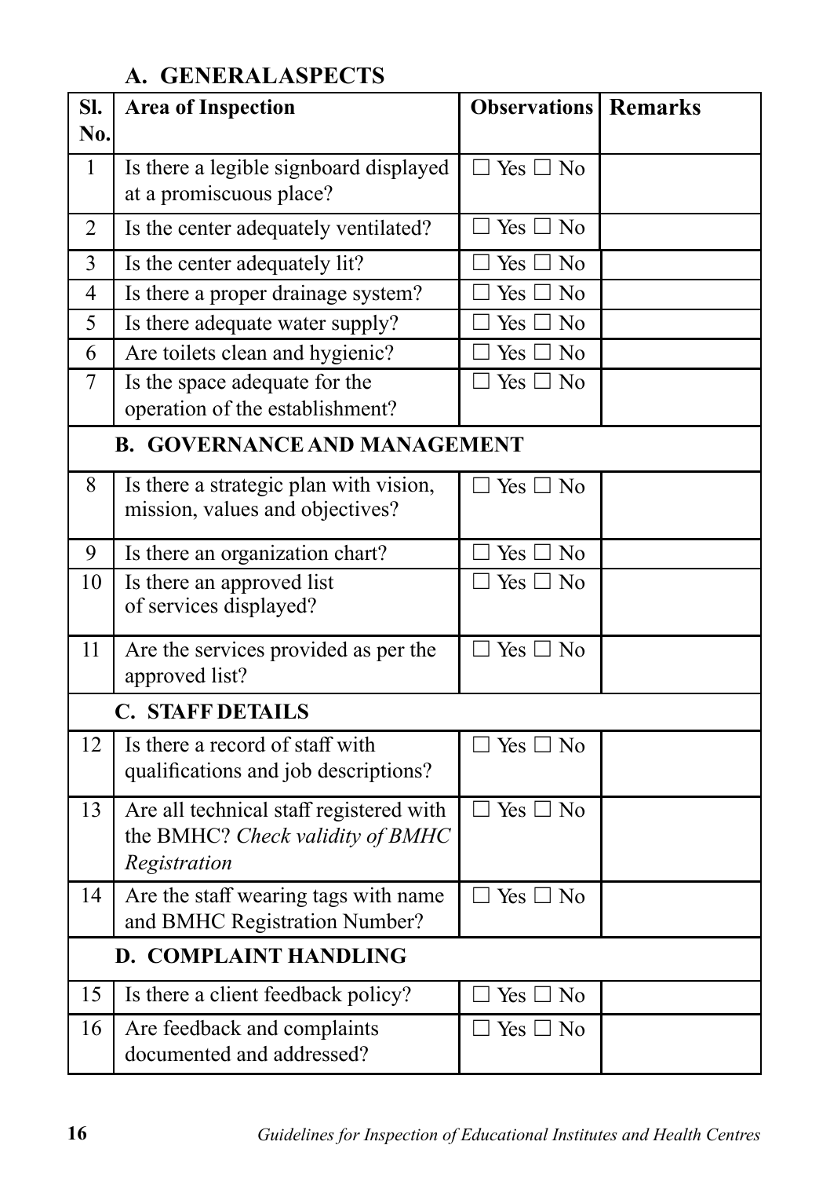### A. GENERALASPECTS

| Sl. No. | Area of Inspection | Observations | Remarks |
|---|---|---|---|
| 1 | Is there a legible signboard displayed at a promiscuous place? | ☐ Yes ☐ No | |
| 2 | Is the center adequately ventilated? | ☐ Yes ☐ No | |
| 3 | Is the center adequately lit? | ☐ Yes ☐ No | |
| 4 | Is there a proper drainage system? | ☐ Yes ☐ No | |
| 5 | Is there adequate water supply? | ☐ Yes ☐ No | |
| 6 | Are toilets clean and hygienic? | ☐ Yes ☐ No | |
| 7 | Is the space adequate for the operation of the establishment? | ☐ Yes ☐ No | |
| | **B. GOVERNANCE AND MANAGEMENT** | | |
| 8 | Is there a strategic plan with vision, mission, values and objectives? | ☐ Yes ☐ No | |
| 9 | Is there an organization chart? | ☐ Yes ☐ No | |
| 10 | Is there an approved list of services displayed? | ☐ Yes ☐ No | |
| 11 | Are the services provided as per the approved list? | ☐ Yes ☐ No | |
| | **C. STAFF DETAILS** | | |
| 12 | Is there a record of staff with qualifications and job descriptions? | ☐ Yes ☐ No | |
| 13 | Are all technical staff registered with the BMHC? *Check validity of BMHC Registration* | ☐ Yes ☐ No | |
| 14 | Are the staff wearing tags with name and BMHC Registration Number? | ☐ Yes ☐ No | |
| | **D. COMPLAINT HANDLING** | | |
| 15 | Is there a client feedback policy? | ☐ Yes ☐ No | |
| 16 | Are feedback and complaints documented and addressed? | ☐ Yes ☐ No | |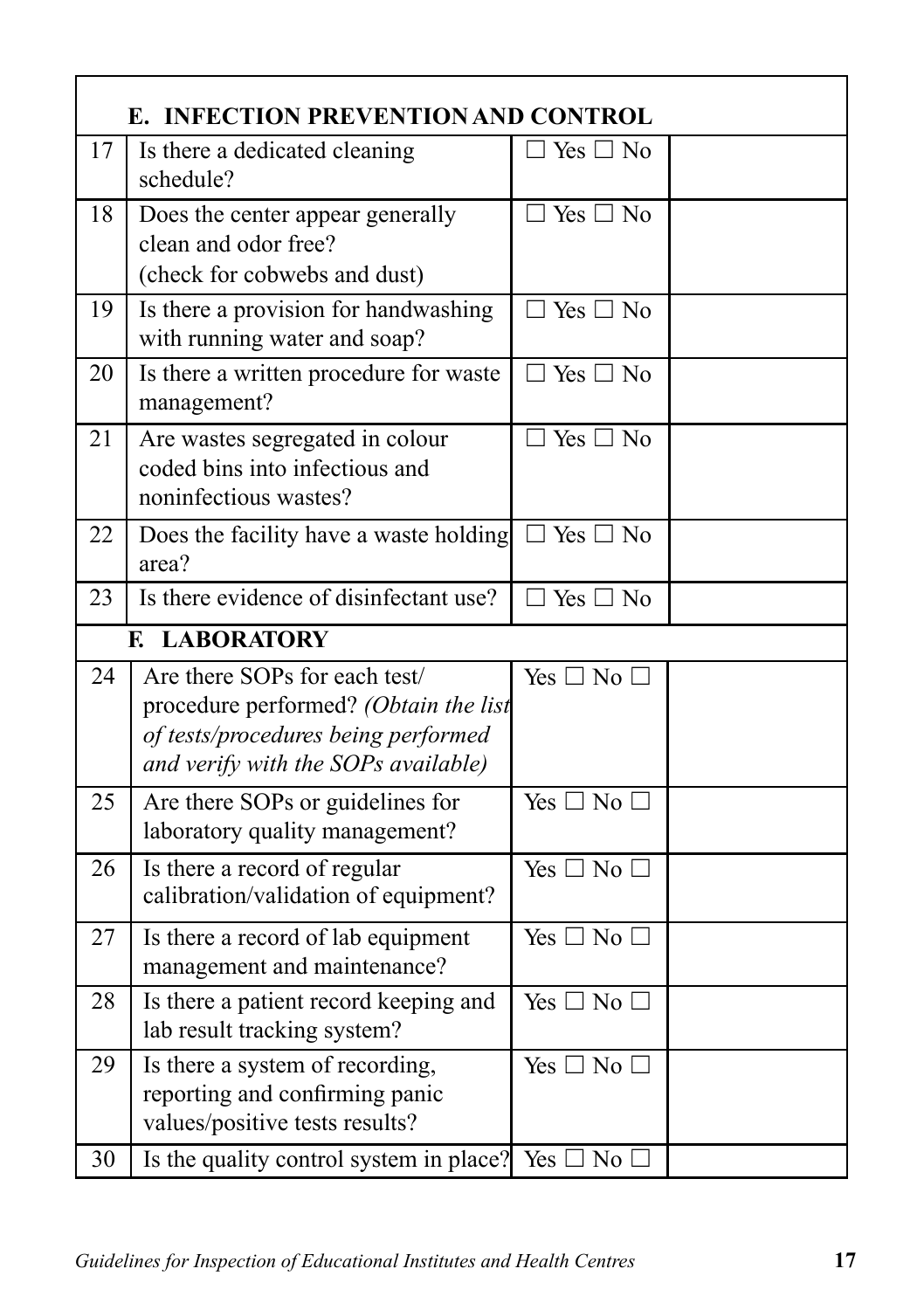| | **E. INFECTION PREVENTION AND CONTROL** | | |
|---|---|---|---|
| 17 | Is there a dedicated cleaning schedule? | ☐ Yes ☐ No | |
| 18 | Does the center appear generally clean and odor free? (check for cobwebs and dust) | ☐ Yes ☐ No | |
| 19 | Is there a provision for handwashing with running water and soap? | ☐ Yes ☐ No | |
| 20 | Is there a written procedure for waste management? | ☐ Yes ☐ No | |
| 21 | Are wastes segregated in colour coded bins into infectious and noninfectious wastes? | ☐ Yes ☐ No | |
| 22 | Does the facility have a waste holding area? | ☐ Yes ☐ No | |
| 23 | Is there evidence of disinfectant use? | ☐ Yes ☐ No | |
| | **F. LABORATORY** | | |
| 24 | Are there SOPs for each test/ procedure performed? *(Obtain the list of tests/procedures being performed and verify with the SOPs available)* | Yes ☐ No ☐ | |
| 25 | Are there SOPs or guidelines for laboratory quality management? | Yes ☐ No ☐ | |
| 26 | Is there a record of regular calibration/validation of equipment? | Yes ☐ No ☐ | |
| 27 | Is there a record of lab equipment management and maintenance? | Yes ☐ No ☐ | |
| 28 | Is there a patient record keeping and lab result tracking system? | Yes ☐ No ☐ | |
| 29 | Is there a system of recording, reporting and confirming panic values/positive tests results? | Yes ☐ No ☐ | |
| 30 | Is the quality control system in place? | Yes ☐ No ☐ | |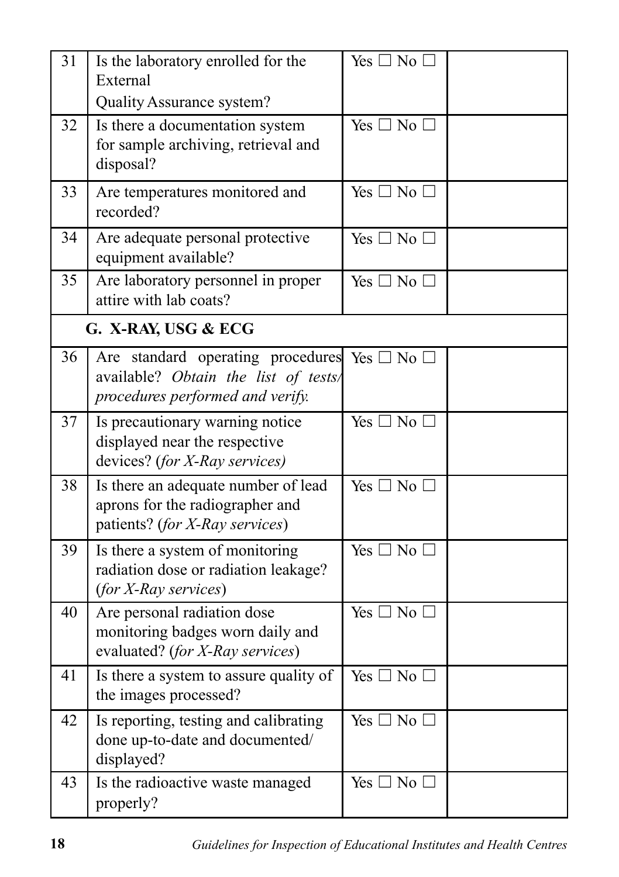| 31 | Is the laboratory enrolled for the External Quality Assurance system? | Yes ☐ No ☐ | |
|---|---|---|---|
| 32 | Is there a documentation system for sample archiving, retrieval and disposal? | Yes ☐ No ☐ | |
| 33 | Are temperatures monitored and recorded? | Yes ☐ No ☐ | |
| 34 | Are adequate personal protective equipment available? | Yes ☐ No ☐ | |
| 35 | Are laboratory personnel in proper attire with lab coats? | Yes ☐ No ☐ | |
| | **G. X-RAY, USG & ECG** | | |
| 36 | Are standard operating procedures available? *Obtain the list of tests/ procedures performed and verify.* | Yes ☐ No ☐ | |
| 37 | Is precautionary warning notice displayed near the respective devices? (*for X-Ray services)* | Yes ☐ No ☐ | |
| 38 | Is there an adequate number of lead aprons for the radiographer and patients? (*for X-Ray services*) | Yes ☐ No ☐ | |
| 39 | Is there a system of monitoring radiation dose or radiation leakage? (*for X-Ray services*) | Yes ☐ No ☐ | |
| 40 | Are personal radiation dose monitoring badges worn daily and evaluated? (*for X-Ray services*) | Yes ☐ No ☐ | |
| 41 | Is there a system to assure quality of the images processed? | Yes ☐ No ☐ | |
| 42 | Is reporting, testing and calibrating done up-to-date and documented/ displayed? | Yes ☐ No ☐ | |
| 43 | Is the radioactive waste managed properly? | Yes ☐ No ☐ | |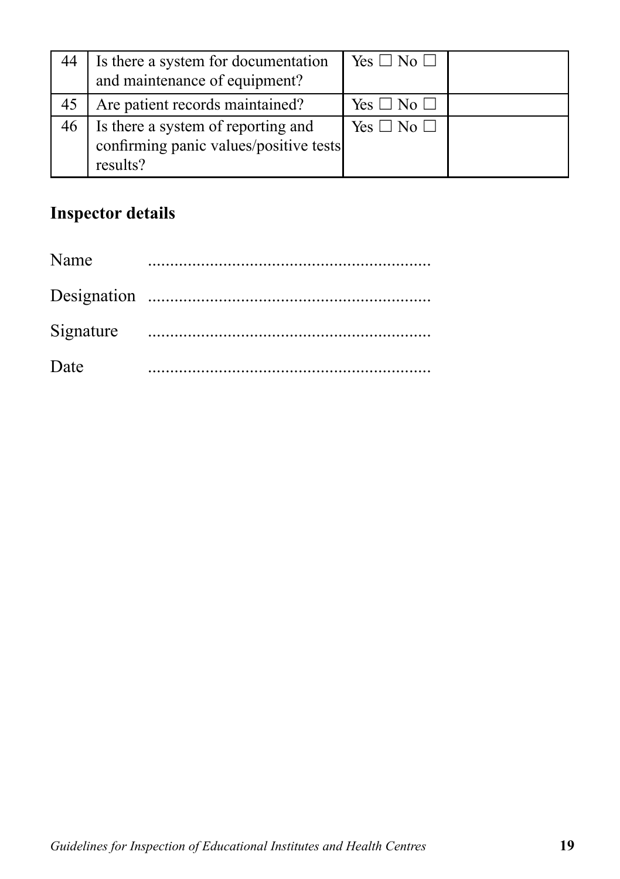| 44 | Is there a system for documentation and maintenance of equipment? | Yes ☐ No ☐ | |
|---|---|---|---|
| 45 | Are patient records maintained? | Yes ☐ No ☐ | |
| 46 | Is there a system of reporting and confirming panic values/positive tests results? | Yes ☐ No ☐ | |

## Inspector details

Name ...............................................................

Designation ...............................................................

Signature ...............................................................

Date ...............................................................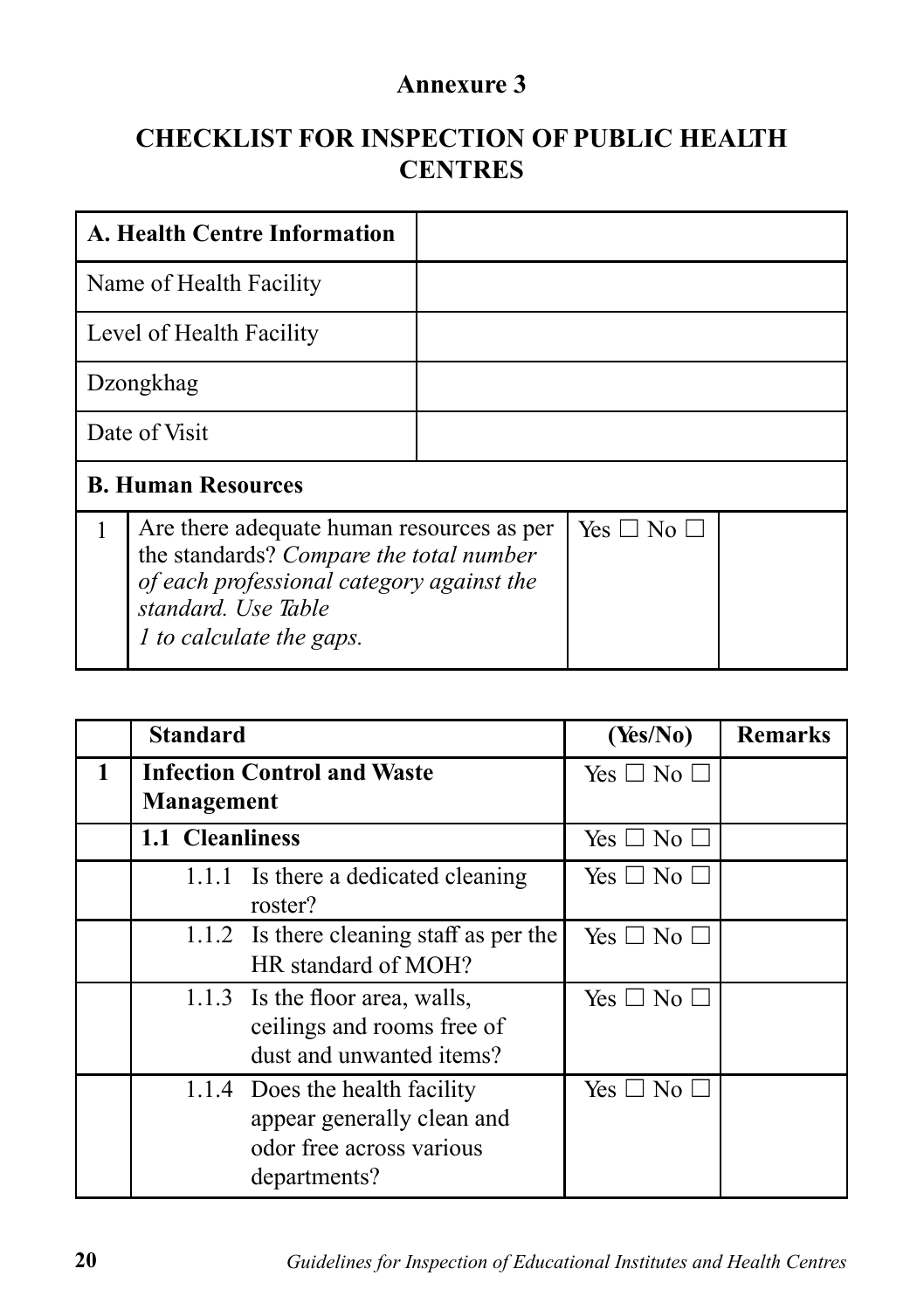**Annexure 3**

## CHECKLIST FOR INSPECTION OF PUBLIC HEALTH CENTRES

| **A. Health Centre Information** | |
|---|---|
| Name of Health Facility | |
| Level of Health Facility | |
| Dzongkhag | |
| Date of Visit | |

| **B. Human Resources** | | | |
|---|---|---|---|
| 1 | Are there adequate human resources as per the standards? *Compare the total number of each professional category against the standard. Use Table 1 to calculate the gaps.* | Yes ☐ No ☐ | |

| | **Standard** | **(Yes/No)** | **Remarks** |
|---|---|---|---|
| **1** | **Infection Control and Waste Management** | Yes ☐ No ☐ | |
| | **1.1 Cleanliness** | Yes ☐ No ☐ | |
| | 1.1.1 Is there a dedicated cleaning roster? | Yes ☐ No ☐ | |
| | 1.1.2 Is there cleaning staff as per the HR standard of MOH? | Yes ☐ No ☐ | |
| | 1.1.3 Is the floor area, walls, ceilings and rooms free of dust and unwanted items? | Yes ☐ No ☐ | |
| | 1.1.4 Does the health facility appear generally clean and odor free across various departments? | Yes ☐ No ☐ | |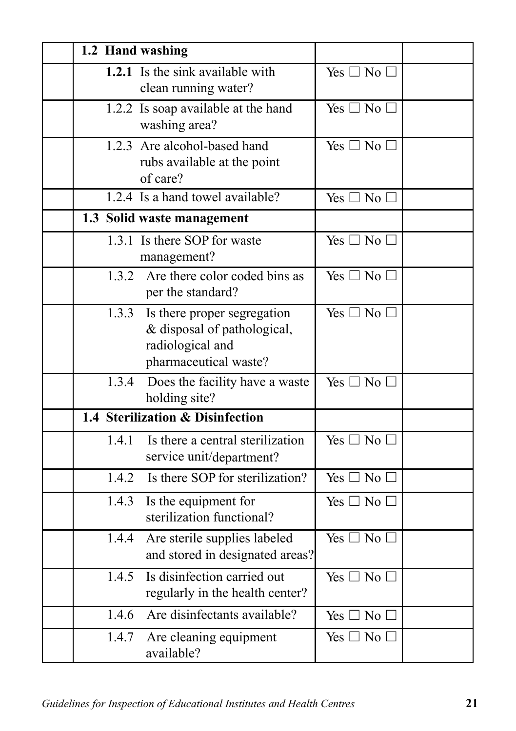| | | | |
|---|---|---|---|
| | **1.2 Hand washing** | | |
| | **1.2.1** Is the sink available with clean running water? | Yes ☐ No ☐ | |
| | 1.2.2 Is soap available at the hand washing area? | Yes ☐ No ☐ | |
| | 1.2.3 Are alcohol-based hand rubs available at the point of care? | Yes ☐ No ☐ | |
| | 1.2.4 Is a hand towel available? | Yes ☐ No ☐ | |
| | **1.3 Solid waste management** | | |
| | 1.3.1 Is there SOP for waste management? | Yes ☐ No ☐ | |
| | 1.3.2 Are there color coded bins as per the standard? | Yes ☐ No ☐ | |
| | 1.3.3 Is there proper segregation & disposal of pathological, radiological and pharmaceutical waste? | Yes ☐ No ☐ | |
| | 1.3.4 Does the facility have a waste holding site? | Yes ☐ No ☐ | |
| | **1.4 Sterilization & Disinfection** | | |
| | 1.4.1 Is there a central sterilization service unit/department? | Yes ☐ No ☐ | |
| | 1.4.2 Is there SOP for sterilization? | Yes ☐ No ☐ | |
| | 1.4.3 Is the equipment for sterilization functional? | Yes ☐ No ☐ | |
| | 1.4.4 Are sterile supplies labeled and stored in designated areas? | Yes ☐ No ☐ | |
| | 1.4.5 Is disinfection carried out regularly in the health center? | Yes ☐ No ☐ | |
| | 1.4.6 Are disinfectants available? | Yes ☐ No ☐ | |
| | 1.4.7 Are cleaning equipment available? | Yes ☐ No ☐ | |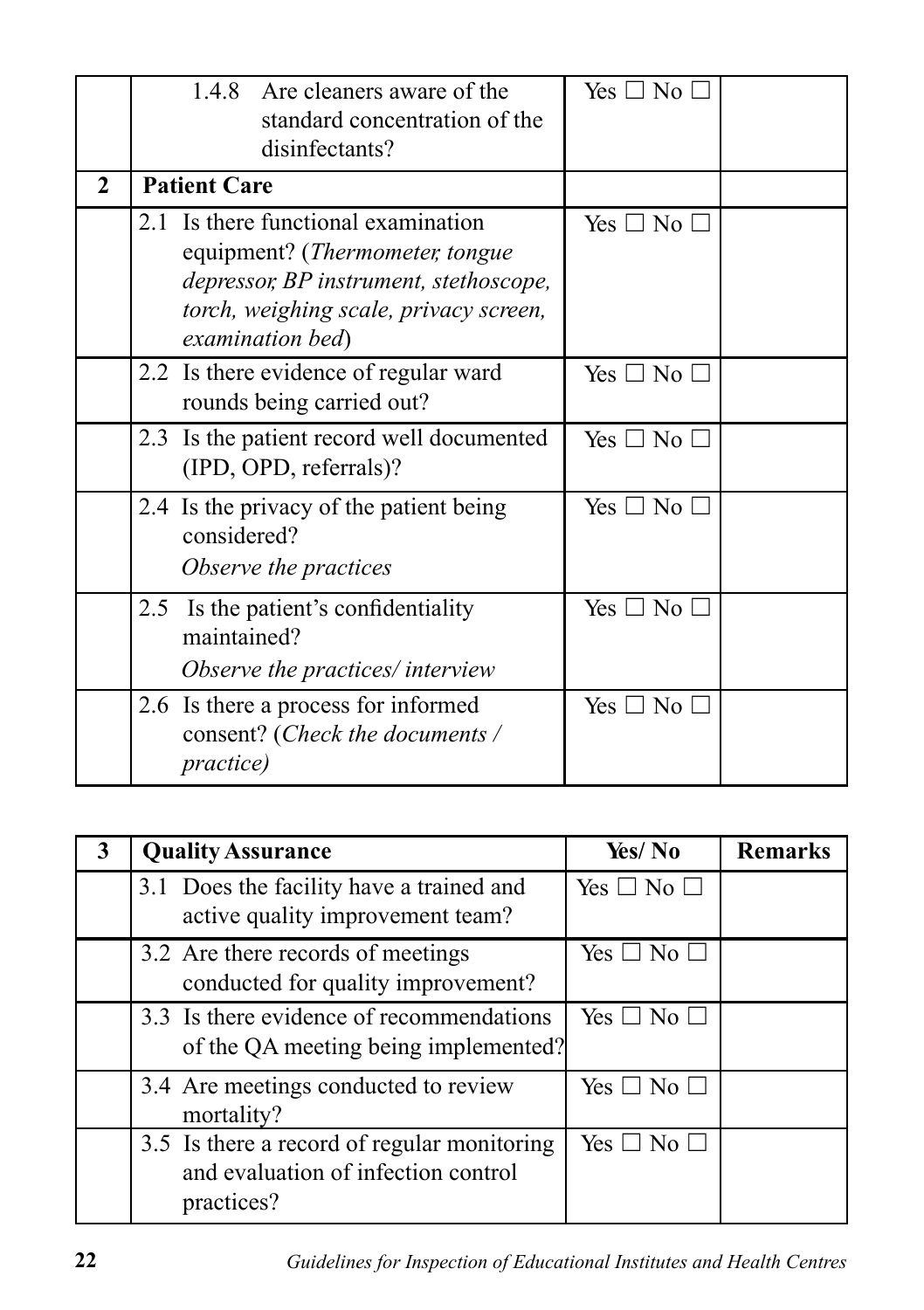| | | | |
|---|---|---|---|
| | 1.4.8 Are cleaners aware of the standard concentration of the disinfectants? | Yes ☐ No ☐ | |
| **2** | **Patient Care** | | |
| | 2.1 Is there functional examination equipment? (*Thermometer, tongue depressor, BP instrument, stethoscope, torch, weighing scale, privacy screen, examination bed*) | Yes ☐ No ☐ | |
| | 2.2 Is there evidence of regular ward rounds being carried out? | Yes ☐ No ☐ | |
| | 2.3 Is the patient record well documented (IPD, OPD, referrals)? | Yes ☐ No ☐ | |
| | 2.4 Is the privacy of the patient being considered? *Observe the practices* | Yes ☐ No ☐ | |
| | 2.5 Is the patient's confidentiality maintained? *Observe the practices/ interview* | Yes ☐ No ☐ | |
| | 2.6 Is there a process for informed consent? (*Check the documents / practice)* | Yes ☐ No ☐ | |

| 3 | Quality Assurance | Yes/ No | Remarks |
|---|---|---|---|
| | 3.1 Does the facility have a trained and active quality improvement team? | Yes ☐ No ☐ | |
| | 3.2 Are there records of meetings conducted for quality improvement? | Yes ☐ No ☐ | |
| | 3.3 Is there evidence of recommendations of the QA meeting being implemented? | Yes ☐ No ☐ | |
| | 3.4 Are meetings conducted to review mortality? | Yes ☐ No ☐ | |
| | 3.5 Is there a record of regular monitoring and evaluation of infection control practices? | Yes ☐ No ☐ | |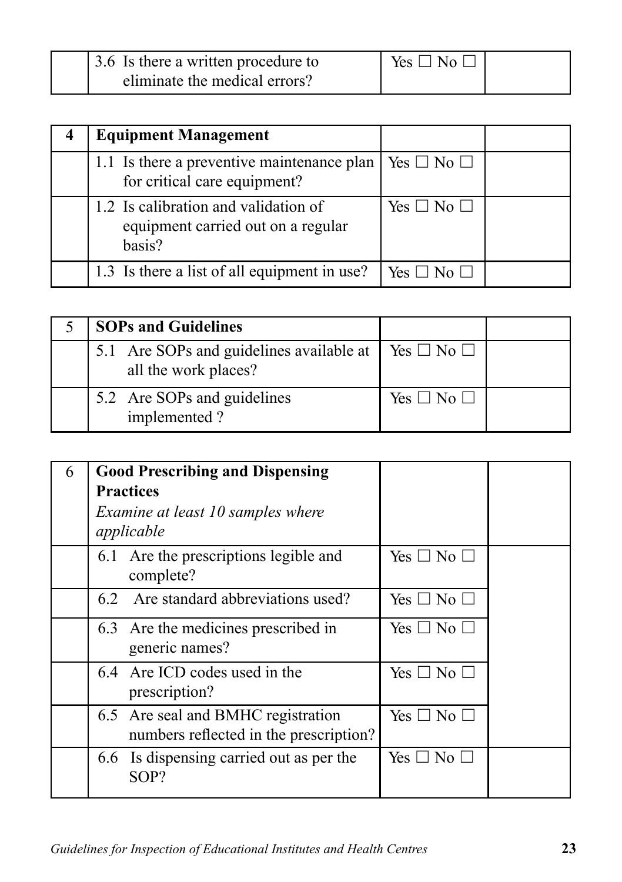| | 3.6 Is there a written procedure to eliminate the medical errors? | Yes ☐ No ☐ | |
|---|---|---|---|

| **4** | **Equipment Management** | | |
|---|---|---|---|
| | 1.1 Is there a preventive maintenance plan for critical care equipment? | Yes ☐ No ☐ | |
| | 1.2 Is calibration and validation of equipment carried out on a regular basis? | Yes ☐ No ☐ | |
| | 1.3 Is there a list of all equipment in use? | Yes ☐ No ☐ | |

| 5 | **SOPs and Guidelines** | | |
|---|---|---|---|
| | 5.1 Are SOPs and guidelines available at all the work places? | Yes ☐ No ☐ | |
| | 5.2 Are SOPs and guidelines implemented ? | Yes ☐ No ☐ | |

| 6 | **Good Prescribing and Dispensing Practices** *Examine at least 10 samples where applicable* | | |
|---|---|---|---|
| | 6.1 Are the prescriptions legible and complete? | Yes ☐ No ☐ | |
| | 6.2 Are standard abbreviations used? | Yes ☐ No ☐ | |
| | 6.3 Are the medicines prescribed in generic names? | Yes ☐ No ☐ | |
| | 6.4 Are ICD codes used in the prescription? | Yes ☐ No ☐ | |
| | 6.5 Are seal and BMHC registration numbers reflected in the prescription? | Yes ☐ No ☐ | |
| | 6.6 Is dispensing carried out as per the SOP? | Yes ☐ No ☐ | |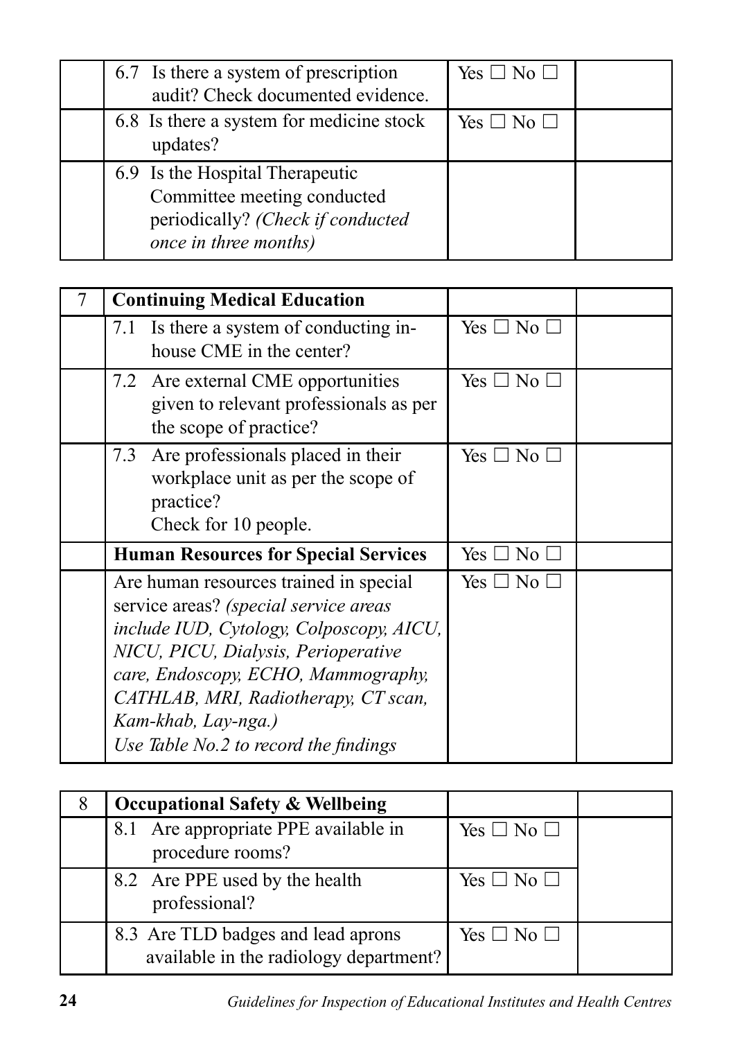| | | | |
|---|---|---|---|
| | 6.7 Is there a system of prescription audit? Check documented evidence. | Yes ☐ No ☐ | |
| | 6.8 Is there a system for medicine stock updates? | Yes ☐ No ☐ | |
| | 6.9 Is the Hospital Therapeutic Committee meeting conducted periodically? *(Check if conducted once in three months)* | | |

| | | | |
|---|---|---|---|
| 7 | **Continuing Medical Education** | | |
| | 7.1 Is there a system of conducting in-house CME in the center? | Yes ☐ No ☐ | |
| | 7.2 Are external CME opportunities given to relevant professionals as per the scope of practice? | Yes ☐ No ☐ | |
| | 7.3 Are professionals placed in their workplace unit as per the scope of practice? Check for 10 people. | Yes ☐ No ☐ | |
| | **Human Resources for Special Services** | Yes ☐ No ☐ | |
| | Are human resources trained in special service areas? *(special service areas include IUD, Cytology, Colposcopy, AICU, NICU, PICU, Dialysis, Perioperative care, Endoscopy, ECHO, Mammography, CATHLAB, MRI, Radiotherapy, CT scan, Kam-khab, Lay-nga.)* *Use Table No.2 to record the findings* | Yes ☐ No ☐ | |

| | | | |
|---|---|---|---|
| 8 | **Occupational Safety & Wellbeing** | | |
| | 8.1 Are appropriate PPE available in procedure rooms? | Yes ☐ No ☐ | |
| | 8.2 Are PPE used by the health professional? | Yes ☐ No ☐ | |
| | 8.3 Are TLD badges and lead aprons available in the radiology department? | Yes ☐ No ☐ | |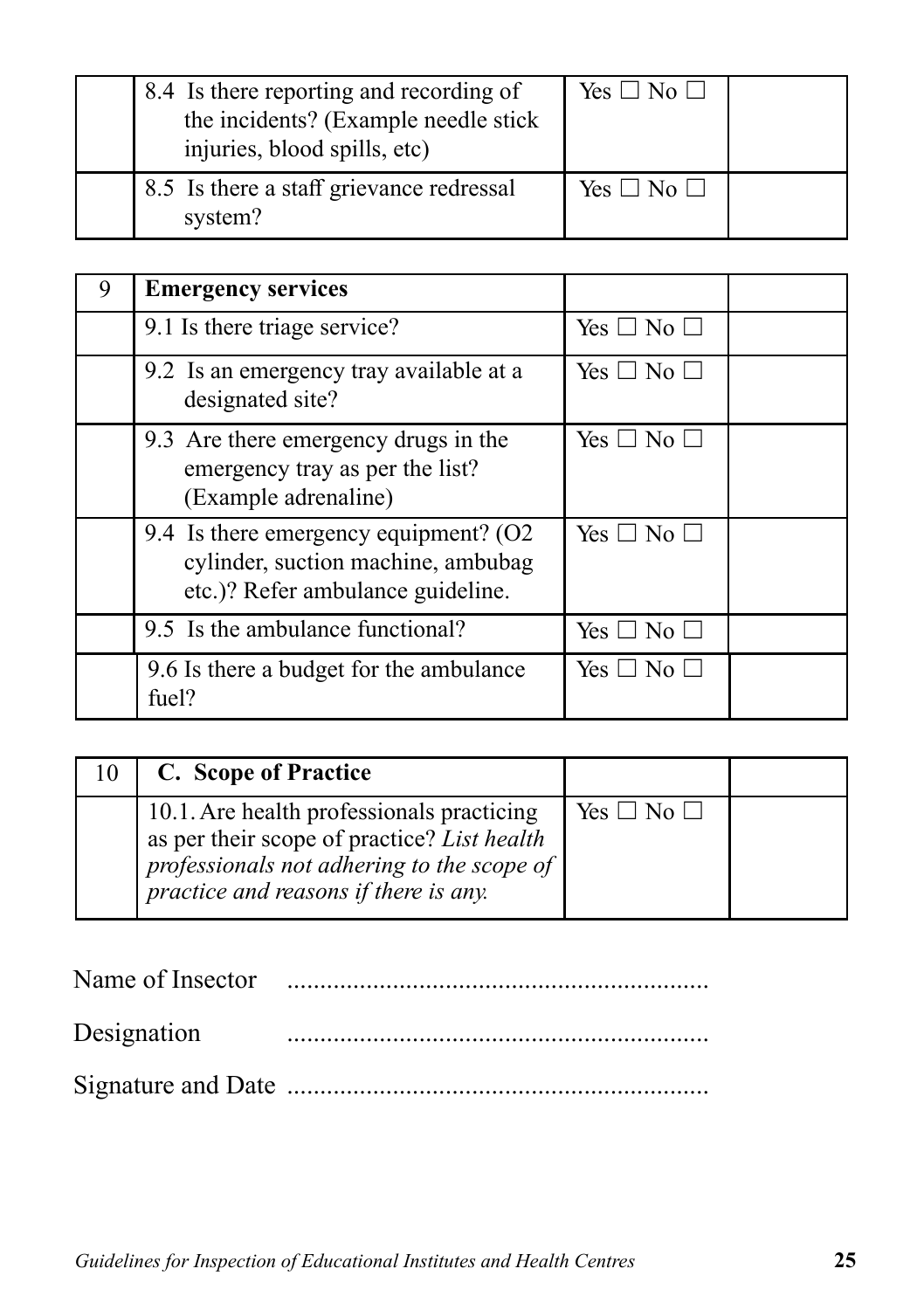| | | | |
|---|---|---|---|
| | 8.4 Is there reporting and recording of the incidents? (Example needle stick injuries, blood spills, etc) | Yes ☐ No ☐ | |
| | 8.5 Is there a staff grievance redressal system? | Yes ☐ No ☐ | |

| | | | |
|---|---|---|---|
| 9 | **Emergency services** | | |
| | 9.1 Is there triage service? | Yes ☐ No ☐ | |
| | 9.2 Is an emergency tray available at a designated site? | Yes ☐ No ☐ | |
| | 9.3 Are there emergency drugs in the emergency tray as per the list? (Example adrenaline) | Yes ☐ No ☐ | |
| | 9.4 Is there emergency equipment? (O2 cylinder, suction machine, ambubag etc.)? Refer ambulance guideline. | Yes ☐ No ☐ | |
| | 9.5 Is the ambulance functional? | Yes ☐ No ☐ | |
| | 9.6 Is there a budget for the ambulance fuel? | Yes ☐ No ☐ | |

| | | | |
|---|---|---|---|
| 10 | **C. Scope of Practice** | | |
| | 10.1. Are health professionals practicing as per their scope of practice? *List health professionals not adhering to the scope of practice and reasons if there is any.* | Yes ☐ No ☐ | |

Name of Insector ...............................................................

Designation ...............................................................

Signature and Date ...............................................................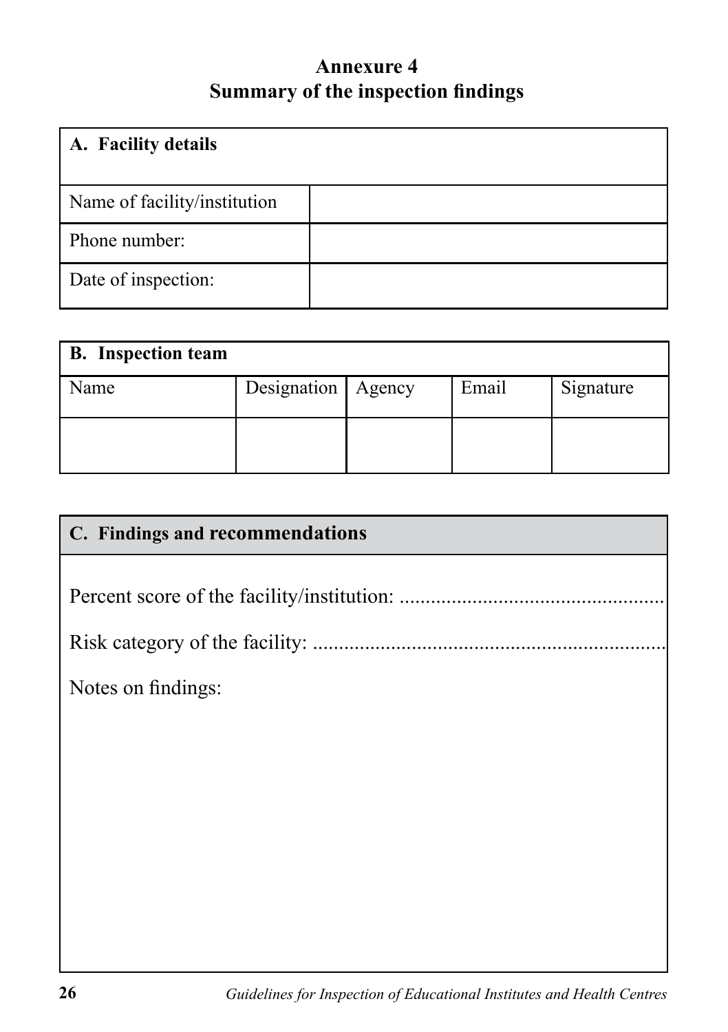# Annexure 4
## Summary of the inspection findings

| A. Facility details | |
|---|---|
| Name of facility/institution | |
| Phone number: | |
| Date of inspection: | |

| B. Inspection team | | | | |
|---|---|---|---|---|
| Name | Designation | Agency | Email | Signature |
| | | | | |

| C. Findings and recommendations |
|---|
| Percent score of the facility/institution: .................................................. |
| Risk category of the facility: .................................................................... |
| Notes on findings: |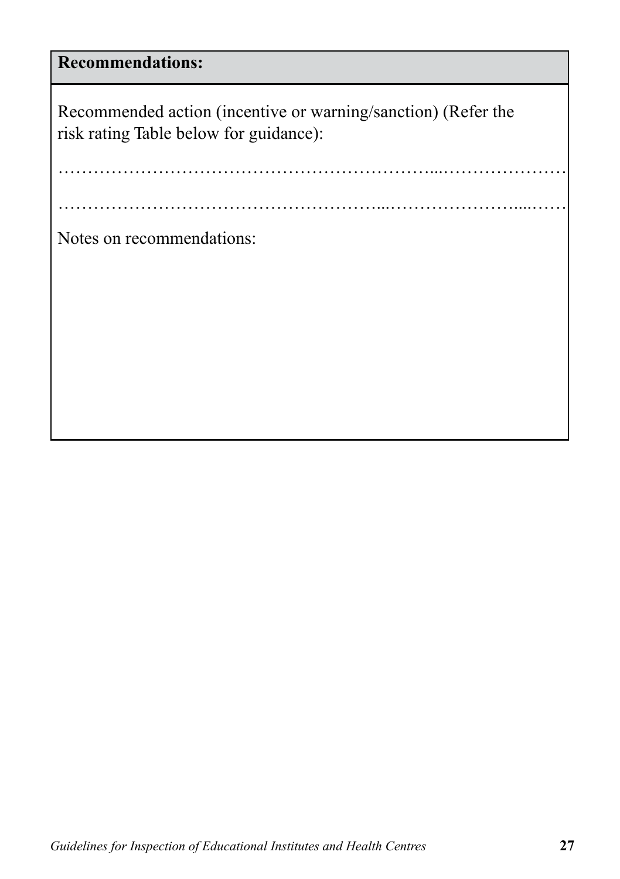| **Recommendations:** |
|---|
| Recommended action (incentive or warning/sanction) (Refer the risk rating Table below for guidance):<br><br>………………………………………………………...…………………<br><br>……………………………………………..……………………....…… |
| Notes on recommendations: |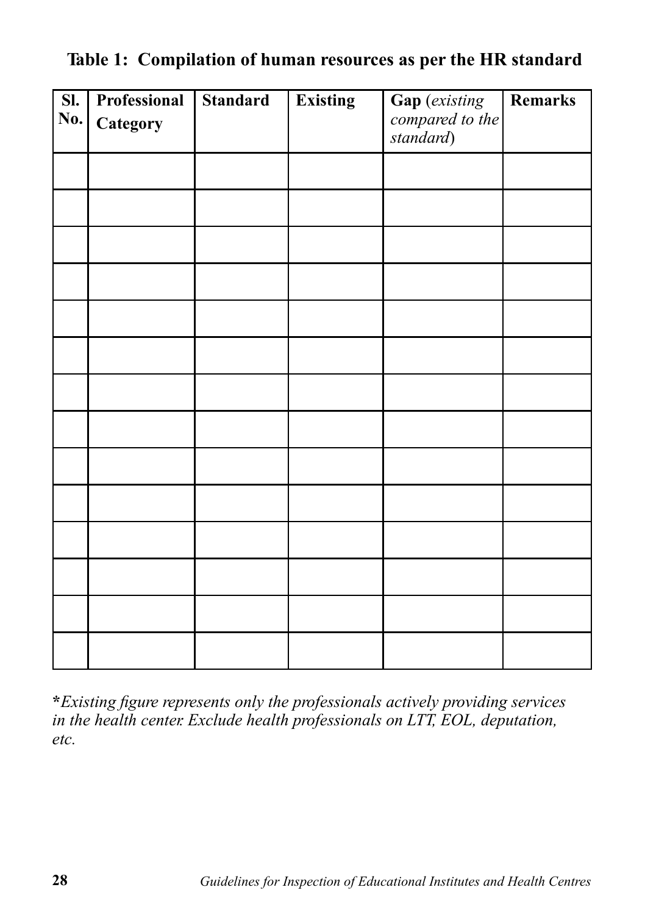**Table 1: Compilation of human resources as per the HR standard**

| Sl. No. | Professional Category | Standard | Existing | Gap (*existing compared to the standard*) | Remarks |
|---|---|---|---|---|---|
| | | | | | |
| | | | | | |
| | | | | | |
| | | | | | |
| | | | | | |
| | | | | | |
| | | | | | |
| | | | | | |
| | | | | | |
| | | | | | |
| | | | | | |
| | | | | | |
| | | | | | |
| | | | | | |

***Existing figure represents only the professionals actively providing services in the health center. Exclude health professionals on LTT, EOL, deputation, etc.***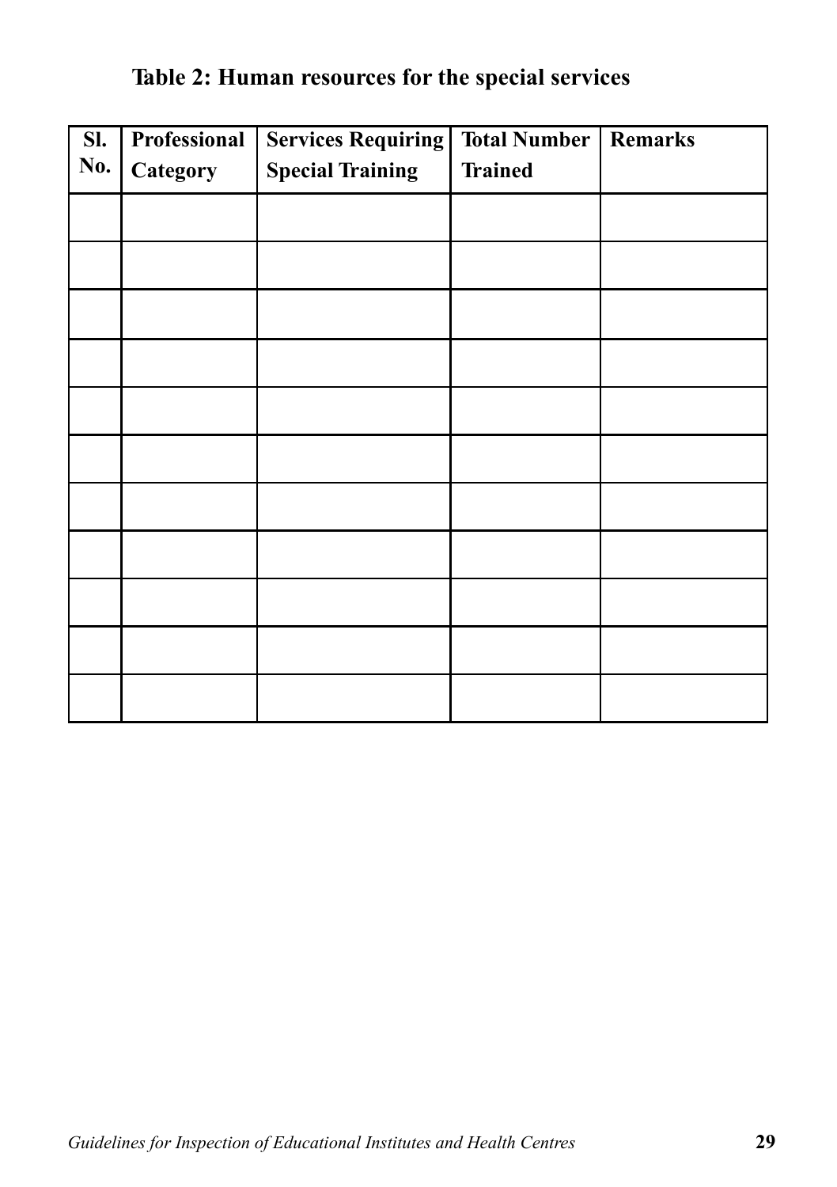**Table 2: Human resources for the special services**

| Sl. No. | Professional Category | Services Requiring Special Training | Total Number Trained | Remarks |
|---|---|---|---|---|
| | | | | |
| | | | | |
| | | | | |
| | | | | |
| | | | | |
| | | | | |
| | | | | |
| | | | | |
| | | | | |
| | | | | |
| | | | | |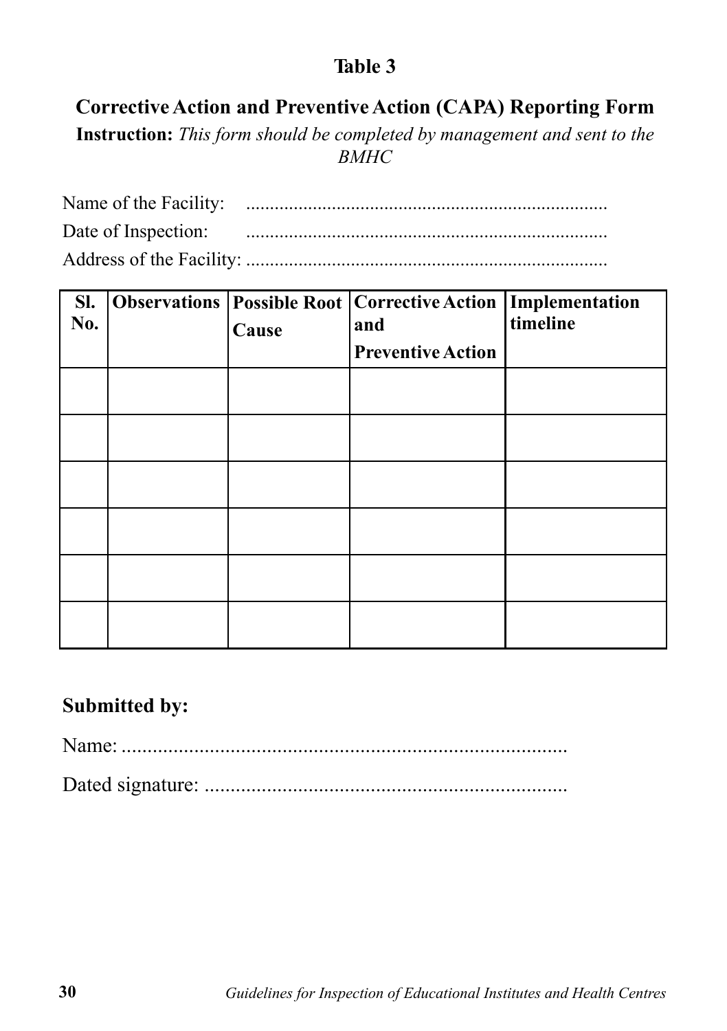**Table 3**

## Corrective Action and Preventive Action (CAPA) Reporting Form

**Instruction:** *This form should be completed by management and sent to the BMHC*

Name of the Facility: ..........................................................................

Date of Inspection: ..........................................................................

Address of the Facility: ..........................................................................

| Sl. No. | Observations | Possible Root Cause | Corrective Action and Preventive Action | Implementation timeline |
|---|---|---|---|---|
| | | | | |
| | | | | |
| | | | | |
| | | | | |
| | | | | |
| | | | | |

**Submitted by:**

Name: ......................................................................................

Dated signature: ......................................................................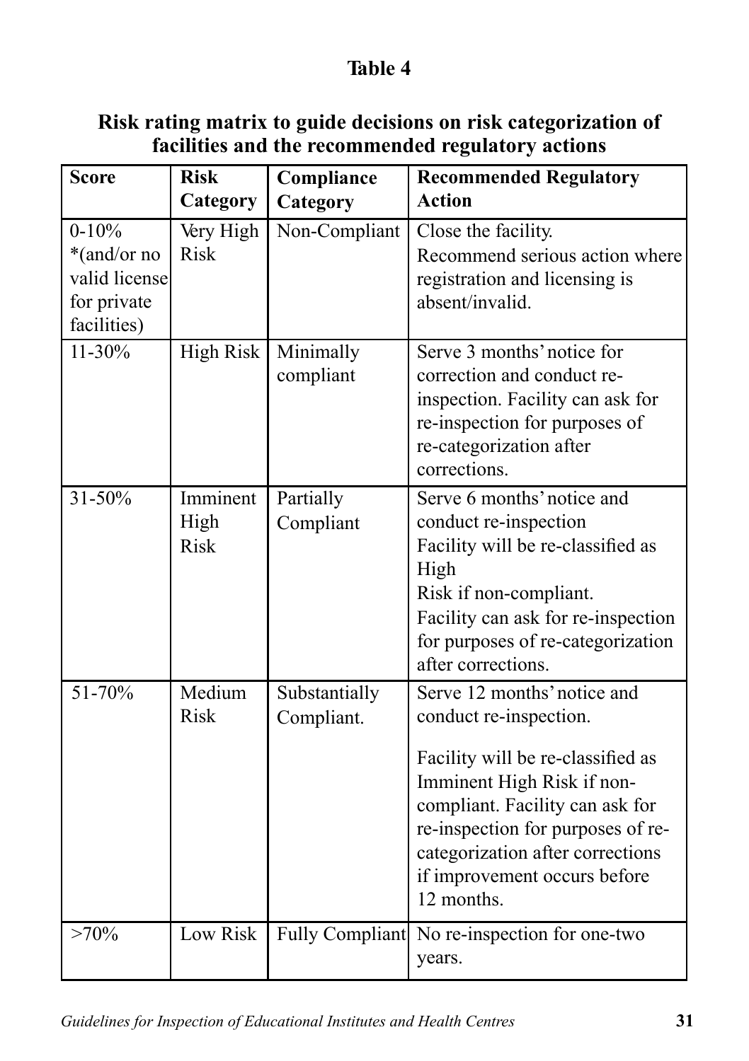# Table 4

**Risk rating matrix to guide decisions on risk categorization of facilities and the recommended regulatory actions**

| Score | Risk Category | Compliance Category | Recommended Regulatory Action |
|---|---|---|---|
| 0-10% *(and/or no valid license for private facilities) | Very High Risk | Non-Compliant | Close the facility. Recommend serious action where registration and licensing is absent/invalid. |
| 11-30% | High Risk | Minimally compliant | Serve 3 months' notice for correction and conduct re-inspection. Facility can ask for re-inspection for purposes of re-categorization after corrections. |
| 31-50% | Imminent High Risk | Partially Compliant | Serve 6 months' notice and conduct re-inspection Facility will be re-classified as High Risk if non-compliant. Facility can ask for re-inspection for purposes of re-categorization after corrections. |
| 51-70% | Medium Risk | Substantially Compliant. | Serve 12 months' notice and conduct re-inspection. Facility will be re-classified as Imminent High Risk if non-compliant. Facility can ask for re-inspection for purposes of re-categorization after corrections if improvement occurs before 12 months. |
| >70% | Low Risk | Fully Compliant | No re-inspection for one-two years. |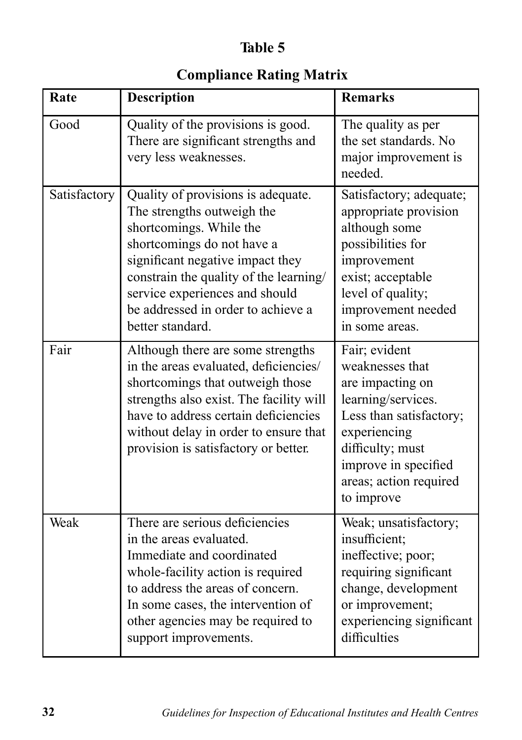**Table 5**

**Compliance Rating Matrix**

| Rate | Description | Remarks |
|---|---|---|
| Good | Quality of the provisions is good. There are significant strengths and very less weaknesses. | The quality as per the set standards. No major improvement is needed. |
| Satisfactory | Quality of provisions is adequate. The strengths outweigh the shortcomings. While the shortcomings do not have a significant negative impact they constrain the quality of the learning/ service experiences and should be addressed in order to achieve a better standard. | Satisfactory; adequate; appropriate provision although some possibilities for improvement exist; acceptable level of quality; improvement needed in some areas. |
| Fair | Although there are some strengths in the areas evaluated, deficiencies/ shortcomings that outweigh those strengths also exist. The facility will have to address certain deficiencies without delay in order to ensure that provision is satisfactory or better. | Fair; evident weaknesses that are impacting on learning/services. Less than satisfactory; experiencing difficulty; must improve in specified areas; action required to improve |
| Weak | There are serious deficiencies in the areas evaluated. Immediate and coordinated whole-facility action is required to address the areas of concern. In some cases, the intervention of other agencies may be required to support improvements. | Weak; unsatisfactory; insufficient; ineffective; poor; requiring significant change, development or improvement; experiencing significant difficulties |